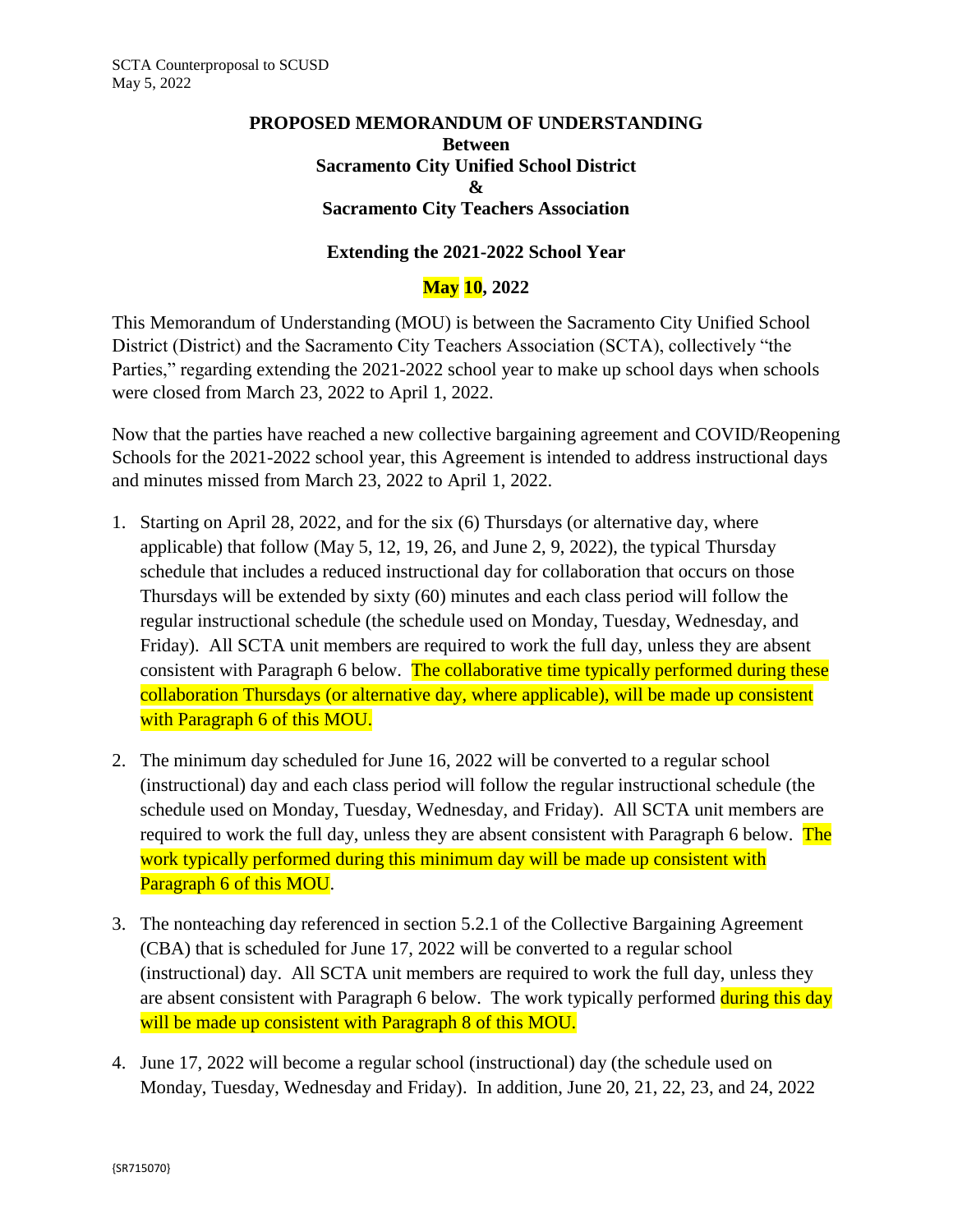SCTA Counterproposal to SCUSD
May 5, 2022

**PROPOSED MEMORANDUM OF UNDERSTANDING**
**Between**
**Sacramento City Unified School District**
**&**
**Sacramento City Teachers Association**

**Extending the 2021-2022 School Year**

**May 10, 2022**

This Memorandum of Understanding (MOU) is between the Sacramento City Unified School District (District) and the Sacramento City Teachers Association (SCTA), collectively "the Parties," regarding extending the 2021-2022 school year to make up school days when schools were closed from March 23, 2022 to April 1, 2022.

Now that the parties have reached a new collective bargaining agreement and COVID/Reopening Schools for the 2021-2022 school year, this Agreement is intended to address instructional days and minutes missed from March 23, 2022 to April 1, 2022.

1. Starting on April 28, 2022, and for the six (6) Thursdays (or alternative day, where applicable) that follow (May 5, 12, 19, 26, and June 2, 9, 2022), the typical Thursday schedule that includes a reduced instructional day for collaboration that occurs on those Thursdays will be extended by sixty (60) minutes and each class period will follow the regular instructional schedule (the schedule used on Monday, Tuesday, Wednesday, and Friday). All SCTA unit members are required to work the full day, unless they are absent consistent with Paragraph 6 below. The collaborative time typically performed during these collaboration Thursdays (or alternative day, where applicable), will be made up consistent with Paragraph 6 of this MOU.

2. The minimum day scheduled for June 16, 2022 will be converted to a regular school (instructional) day and each class period will follow the regular instructional schedule (the schedule used on Monday, Tuesday, Wednesday, and Friday). All SCTA unit members are required to work the full day, unless they are absent consistent with Paragraph 6 below. The work typically performed during this minimum day will be made up consistent with Paragraph 6 of this MOU.

3. The nonteaching day referenced in section 5.2.1 of the Collective Bargaining Agreement (CBA) that is scheduled for June 17, 2022 will be converted to a regular school (instructional) day. All SCTA unit members are required to work the full day, unless they are absent consistent with Paragraph 6 below. The work typically performed during this day will be made up consistent with Paragraph 8 of this MOU.

4. June 17, 2022 will become a regular school (instructional) day (the schedule used on Monday, Tuesday, Wednesday and Friday). In addition, June 20, 21, 22, 23, and 24, 2022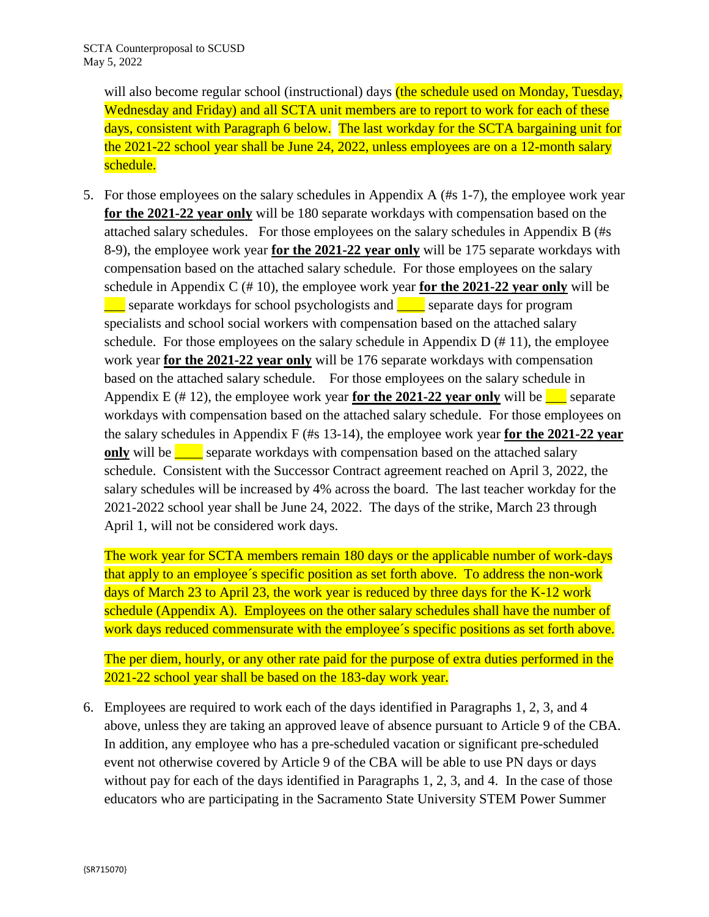will also become regular school (instructional) days (the schedule used on Monday, Tuesday, Wednesday and Friday) and all SCTA unit members are to report to work for each of these days, consistent with Paragraph 6 below. The last workday for the SCTA bargaining unit for the 2021-22 school year shall be June 24, 2022, unless employees are on a 12-month salary schedule.

5. For those employees on the salary schedules in Appendix A (#s 1-7), the employee work year **for the 2021-22 year only** will be 180 separate workdays with compensation based on the attached salary schedules. For those employees on the salary schedules in Appendix B (#s 8-9), the employee work year **for the 2021-22 year only** will be 175 separate workdays with compensation based on the attached salary schedule. For those employees on the salary schedule in Appendix C (# 10), the employee work year **for the 2021-22 year only** will be ___ separate workdays for school psychologists and ____ separate days for program specialists and school social workers with compensation based on the attached salary schedule. For those employees on the salary schedule in Appendix D (# 11), the employee work year **for the 2021-22 year only** will be 176 separate workdays with compensation based on the attached salary schedule. For those employees on the salary schedule in Appendix E (# 12), the employee work year **for the 2021-22 year only** will be ___ separate workdays with compensation based on the attached salary schedule. For those employees on the salary schedules in Appendix F (#s 13-14), the employee work year **for the 2021-22 year only** will be ____ separate workdays with compensation based on the attached salary schedule. Consistent with the Successor Contract agreement reached on April 3, 2022, the salary schedules will be increased by 4% across the board. The last teacher workday for the 2021-2022 school year shall be June 24, 2022. The days of the strike, March 23 through April 1, will not be considered work days.

   The work year for SCTA members remain 180 days or the applicable number of work-days that apply to an employee´s specific position as set forth above. To address the non-work days of March 23 to April 23, the work year is reduced by three days for the K-12 work schedule (Appendix A). Employees on the other salary schedules shall have the number of work days reduced commensurate with the employee´s specific positions as set forth above.

   The per diem, hourly, or any other rate paid for the purpose of extra duties performed in the 2021-22 school year shall be based on the 183-day work year.

6. Employees are required to work each of the days identified in Paragraphs 1, 2, 3, and 4 above, unless they are taking an approved leave of absence pursuant to Article 9 of the CBA. In addition, any employee who has a pre-scheduled vacation or significant pre-scheduled event not otherwise covered by Article 9 of the CBA will be able to use PN days or days without pay for each of the days identified in Paragraphs 1, 2, 3, and 4. In the case of those educators who are participating in the Sacramento State University STEM Power Summer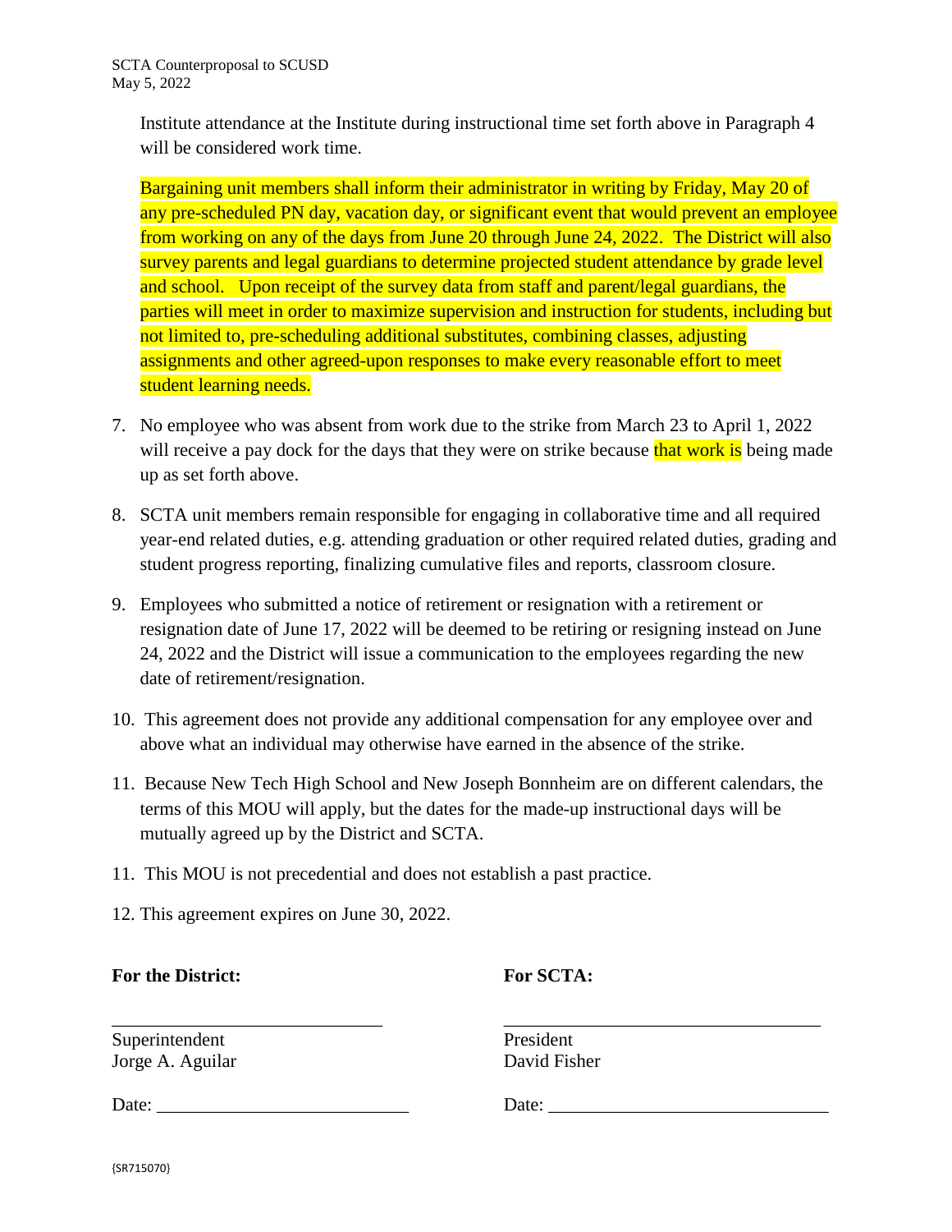Institute attendance at the Institute during instructional time set forth above in Paragraph 4 will be considered work time.

Bargaining unit members shall inform their administrator in writing by Friday, May 20 of any pre-scheduled PN day, vacation day, or significant event that would prevent an employee from working on any of the days from June 20 through June 24, 2022. The District will also survey parents and legal guardians to determine projected student attendance by grade level and school. Upon receipt of the survey data from staff and parent/legal guardians, the parties will meet in order to maximize supervision and instruction for students, including but not limited to, pre-scheduling additional substitutes, combining classes, adjusting assignments and other agreed-upon responses to make every reasonable effort to meet student learning needs.

7. No employee who was absent from work due to the strike from March 23 to April 1, 2022 will receive a pay dock for the days that they were on strike because that work is being made up as set forth above.

8. SCTA unit members remain responsible for engaging in collaborative time and all required year-end related duties, e.g. attending graduation or other required related duties, grading and student progress reporting, finalizing cumulative files and reports, classroom closure.

9. Employees who submitted a notice of retirement or resignation with a retirement or resignation date of June 17, 2022 will be deemed to be retiring or resigning instead on June 24, 2022 and the District will issue a communication to the employees regarding the new date of retirement/resignation.

10. This agreement does not provide any additional compensation for any employee over and above what an individual may otherwise have earned in the absence of the strike.

11. Because New Tech High School and New Joseph Bonnheim are on different calendars, the terms of this MOU will apply, but the dates for the made-up instructional days will be mutually agreed up by the District and SCTA.

11. This MOU is not precedential and does not establish a past practice.

12. This agreement expires on June 30, 2022.

**For the District:**

\_\_\_\_\_\_\_\_\_\_\_\_\_\_\_\_\_\_\_\_\_\_\_\_\_\_\_\_\_\_

Superintendent
Jorge A. Aguilar

Date: \_\_\_\_\_\_\_\_\_\_\_\_\_\_\_\_\_\_\_\_\_\_\_\_\_\_

**For SCTA:**

\_\_\_\_\_\_\_\_\_\_\_\_\_\_\_\_\_\_\_\_\_\_\_\_\_\_\_\_\_\_

President
David Fisher

Date: \_\_\_\_\_\_\_\_\_\_\_\_\_\_\_\_\_\_\_\_\_\_\_\_\_\_

{SR715070}